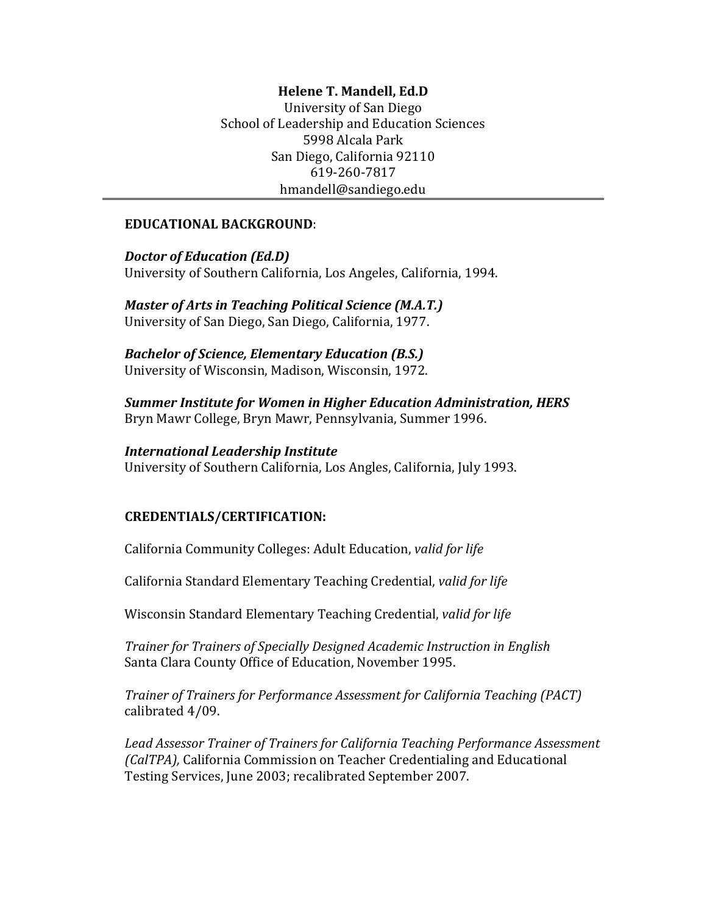**Helene T. Mandell, Ed.D**
University of San Diego
School of Leadership and Education Sciences
5998 Alcala Park
San Diego, California 92110
619-260-7817
hmandell@sandiego.edu

---

## EDUCATIONAL BACKGROUND:

***Doctor of Education (Ed.D)***
University of Southern California, Los Angeles, California, 1994.

***Master of Arts in Teaching Political Science (M.A.T.)***
University of San Diego, San Diego, California, 1977.

***Bachelor of Science, Elementary Education (B.S.)***
University of Wisconsin, Madison, Wisconsin, 1972.

***Summer Institute for Women in Higher Education Administration, HERS***
Bryn Mawr College, Bryn Mawr, Pennsylvania, Summer 1996.

***International Leadership Institute***
University of Southern California, Los Angles, California, July 1993.

## CREDENTIALS/CERTIFICATION:

California Community Colleges: Adult Education, *valid for life*

California Standard Elementary Teaching Credential, *valid for life*

Wisconsin Standard Elementary Teaching Credential, *valid for life*

*Trainer for Trainers of Specially Designed Academic Instruction in English*
Santa Clara County Office of Education, November 1995.

*Trainer of Trainers for Performance Assessment for California Teaching (PACT)*
calibrated 4/09.

*Lead Assessor Trainer of Trainers for California Teaching Performance Assessment (CalTPA),* California Commission on Teacher Credentialing and Educational Testing Services, June 2003; recalibrated September 2007.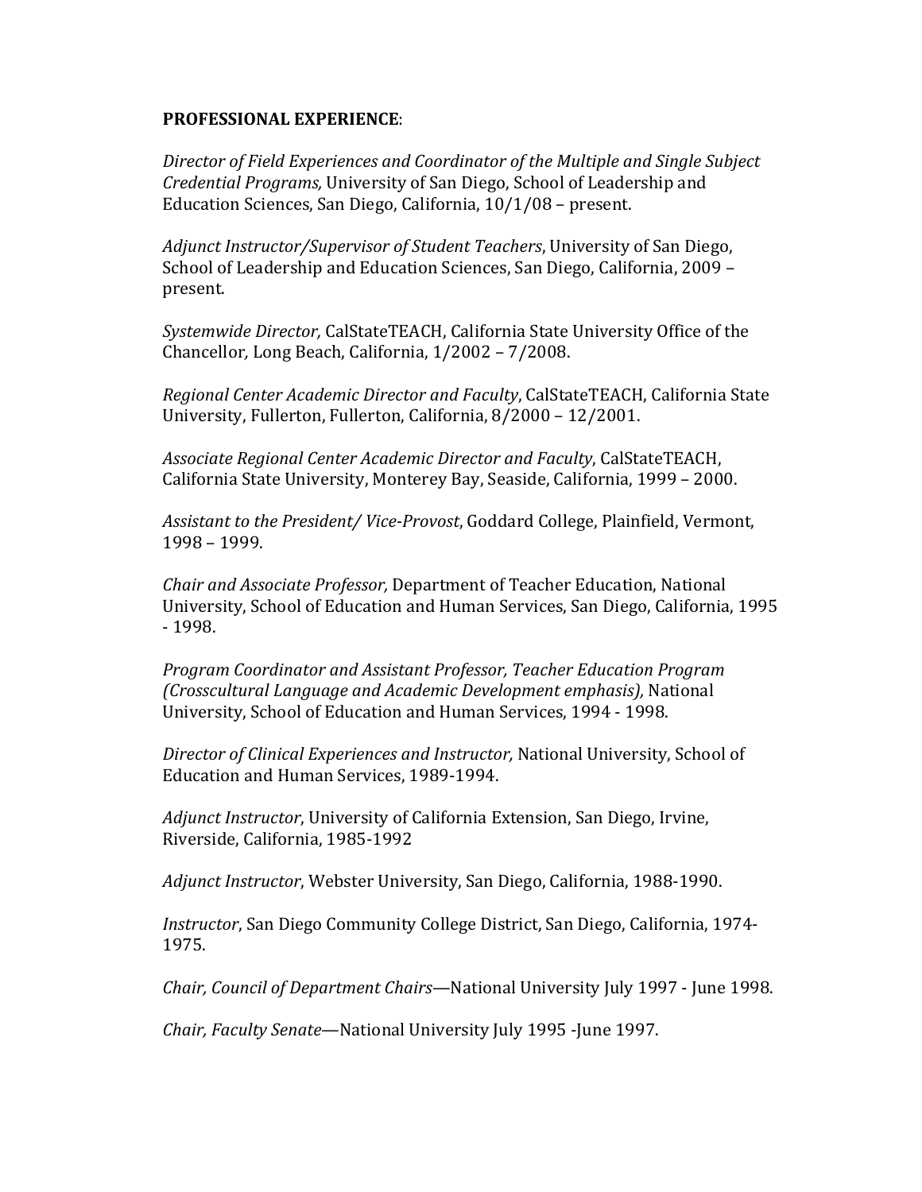**PROFESSIONAL EXPERIENCE**:

*Director of Field Experiences and Coordinator of the Multiple and Single Subject Credential Programs,* University of San Diego, School of Leadership and Education Sciences, San Diego, California, 10/1/08 – present.

*Adjunct Instructor/Supervisor of Student Teachers*, University of San Diego, School of Leadership and Education Sciences, San Diego, California, 2009 – present.

*Systemwide Director,* CalStateTEACH, California State University Office of the Chancellor*,* Long Beach, California, 1/2002 – 7/2008.

*Regional Center Academic Director and Faculty*, CalStateTEACH, California State University, Fullerton, Fullerton, California, 8/2000 – 12/2001.

*Associate Regional Center Academic Director and Faculty*, CalStateTEACH, California State University, Monterey Bay, Seaside, California, 1999 – 2000.

*Assistant to the President/ Vice-Provost*, Goddard College, Plainfield, Vermont, 1998 – 1999.

*Chair and Associate Professor,* Department of Teacher Education, National University, School of Education and Human Services, San Diego, California, 1995 - 1998.

*Program Coordinator and Assistant Professor, Teacher Education Program (Crosscultural Language and Academic Development emphasis),* National University, School of Education and Human Services, 1994 - 1998.

*Director of Clinical Experiences and Instructor,* National University, School of Education and Human Services, 1989-1994.

*Adjunct Instructor*, University of California Extension, San Diego, Irvine, Riverside, California, 1985-1992

*Adjunct Instructor*, Webster University, San Diego, California, 1988-1990.

*Instructor*, San Diego Community College District, San Diego, California, 1974-1975.

*Chair, Council of Department Chairs*—National University July 1997 - June 1998.

*Chair, Faculty Senate*—National University July 1995 -June 1997.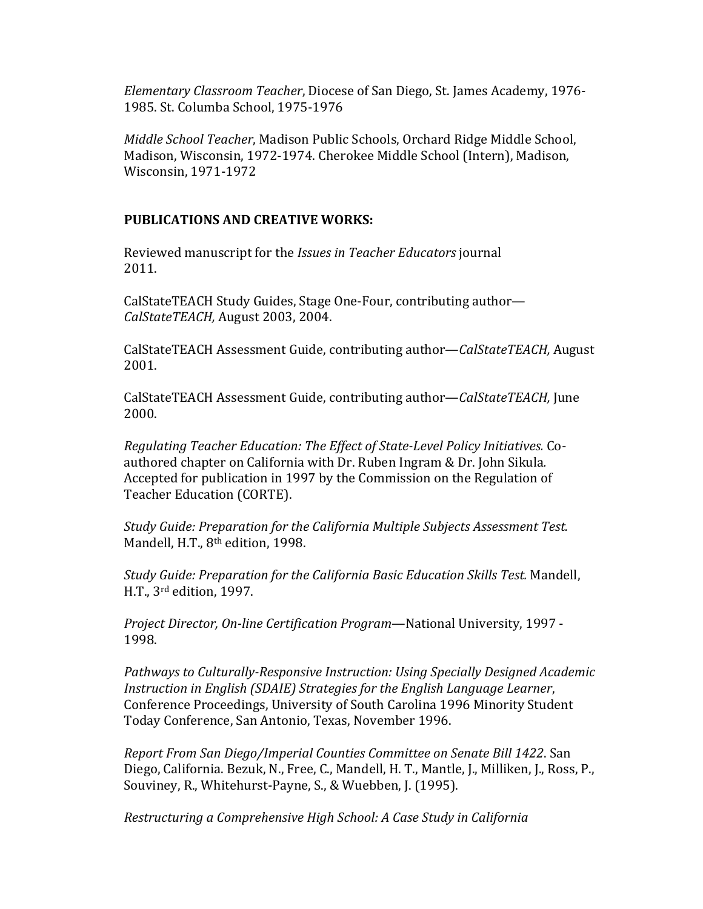*Elementary Classroom Teacher*, Diocese of San Diego, St. James Academy, 1976-1985. St. Columba School, 1975-1976

*Middle School Teacher*, Madison Public Schools, Orchard Ridge Middle School, Madison, Wisconsin, 1972-1974. Cherokee Middle School (Intern), Madison, Wisconsin, 1971-1972

**PUBLICATIONS AND CREATIVE WORKS:**

Reviewed manuscript for the *Issues in Teacher Educators* journal 2011.

CalStateTEACH Study Guides, Stage One-Four, contributing author—*CalStateTEACH,* August 2003, 2004.

CalStateTEACH Assessment Guide, contributing author—*CalStateTEACH,* August 2001.

CalStateTEACH Assessment Guide, contributing author—*CalStateTEACH,* June 2000.

*Regulating Teacher Education: The Effect of State-Level Policy Initiatives.* Co-authored chapter on California with Dr. Ruben Ingram & Dr. John Sikula*.* Accepted for publication in 1997 by the Commission on the Regulation of Teacher Education (CORTE).

*Study Guide: Preparation for the California Multiple Subjects Assessment Test.* Mandell, H.T., 8th edition, 1998.

*Study Guide: Preparation for the California Basic Education Skills Test.* Mandell, H.T., 3rd edition, 1997.

*Project Director, On-line Certification Program*—National University, 1997 - 1998.

*Pathways to Culturally-Responsive Instruction: Using Specially Designed Academic Instruction in English (SDAIE) Strategies for the English Language Learner*, Conference Proceedings, University of South Carolina 1996 Minority Student Today Conference, San Antonio, Texas, November 1996.

*Report From San Diego/Imperial Counties Committee on Senate Bill 1422*. San Diego, California. Bezuk, N., Free, C., Mandell, H. T., Mantle, J., Milliken, J., Ross, P., Souviney, R., Whitehurst-Payne, S., & Wuebben, J. (1995).

*Restructuring a Comprehensive High School: A Case Study in California*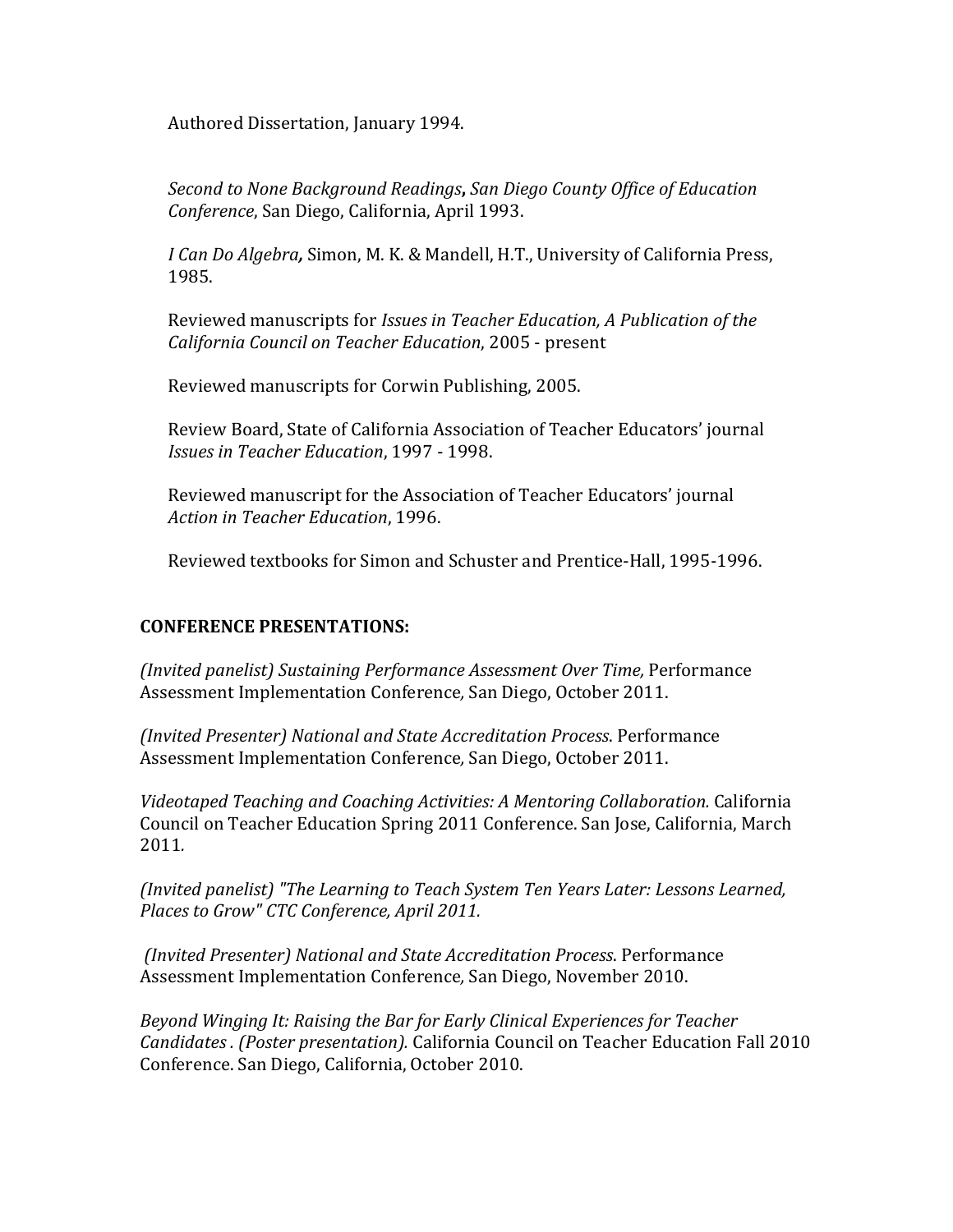Authored Dissertation, January 1994.

*Second to None Background Readings*, *San Diego County Office of Education Conference*, San Diego, California, April 1993.

*I Can Do Algebra,* Simon, M. K. & Mandell, H.T., University of California Press, 1985.

Reviewed manuscripts for *Issues in Teacher Education, A Publication of the California Council on Teacher Education*, 2005 - present

Reviewed manuscripts for Corwin Publishing, 2005.

Review Board, State of California Association of Teacher Educators' journal *Issues in Teacher Education*, 1997 - 1998.

Reviewed manuscript for the Association of Teacher Educators' journal *Action in Teacher Education*, 1996.

Reviewed textbooks for Simon and Schuster and Prentice-Hall, 1995-1996.

**CONFERENCE PRESENTATIONS:**

*(Invited panelist) Sustaining Performance Assessment Over Time,* Performance Assessment Implementation Conference*,* San Diego, October 2011.

*(Invited Presenter) National and State Accreditation Process*. Performance Assessment Implementation Conference*,* San Diego, October 2011.

*Videotaped Teaching and Coaching Activities: A Mentoring Collaboration.* California Council on Teacher Education Spring 2011 Conference. San Jose, California, March 2011.

*(Invited panelist) "The Learning to Teach System Ten Years Later: Lessons Learned, Places to Grow" CTC Conference, April 2011.*

*(Invited Presenter) National and State Accreditation Process*. Performance Assessment Implementation Conference*,* San Diego, November 2010.

*Beyond Winging It: Raising the Bar for Early Clinical Experiences for Teacher Candidates . (Poster presentation).* California Council on Teacher Education Fall 2010 Conference. San Diego, California, October 2010.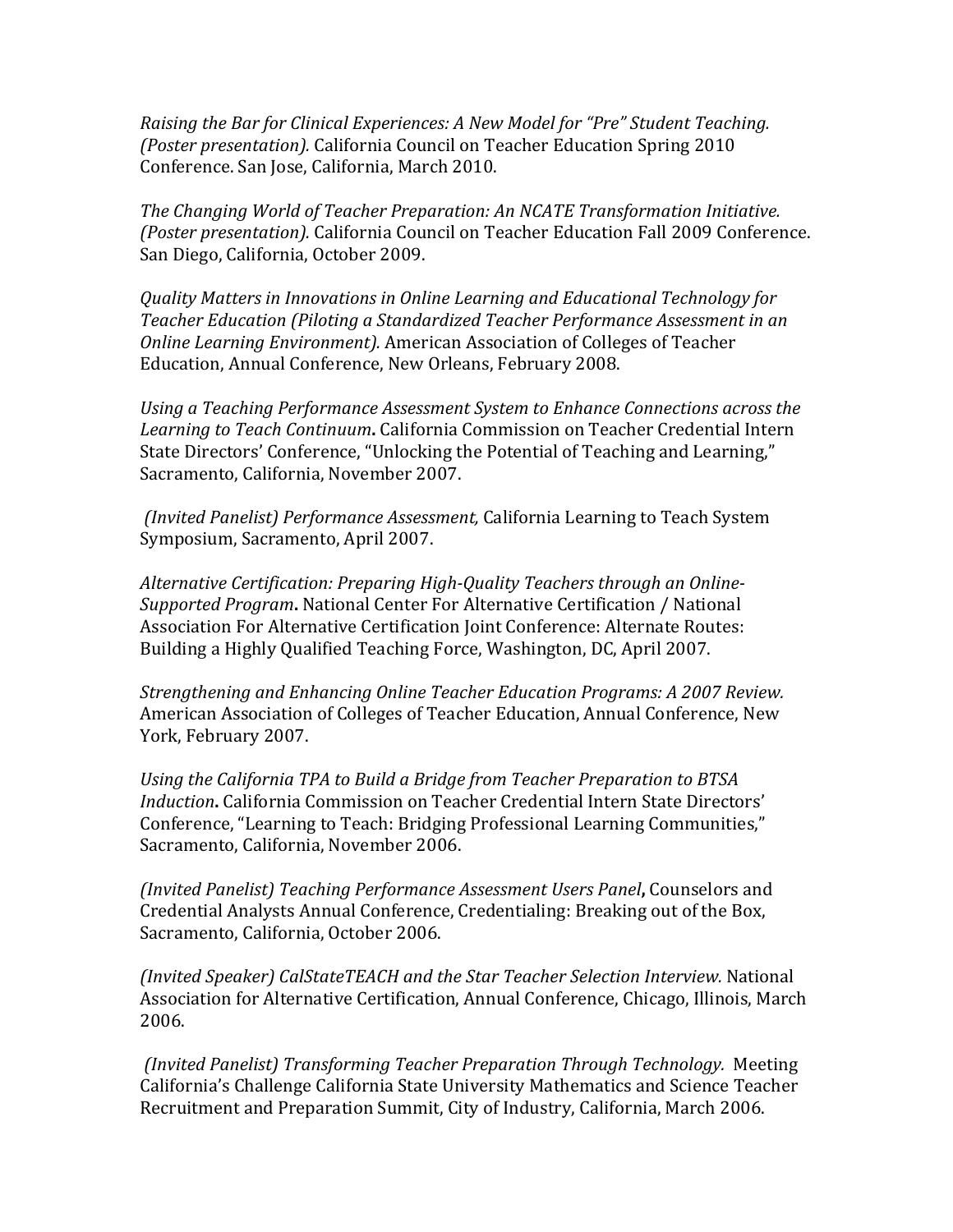*Raising the Bar for Clinical Experiences: A New Model for "Pre" Student Teaching. (Poster presentation).* California Council on Teacher Education Spring 2010 Conference. San Jose, California, March 2010.

*The Changing World of Teacher Preparation: An NCATE Transformation Initiative. (Poster presentation).* California Council on Teacher Education Fall 2009 Conference. San Diego, California, October 2009.

*Quality Matters in Innovations in Online Learning and Educational Technology for Teacher Education (Piloting a Standardized Teacher Performance Assessment in an Online Learning Environment).* American Association of Colleges of Teacher Education, Annual Conference, New Orleans, February 2008.

*Using a Teaching Performance Assessment System to Enhance Connections across the Learning to Teach Continuum***.** California Commission on Teacher Credential Intern State Directors' Conference, "Unlocking the Potential of Teaching and Learning," Sacramento, California, November 2007.

*(Invited Panelist) Performance Assessment,* California Learning to Teach System Symposium, Sacramento, April 2007.

*Alternative Certification: Preparing High-Quality Teachers through an Online-Supported Program***.** National Center For Alternative Certification / National Association For Alternative Certification Joint Conference: Alternate Routes: Building a Highly Qualified Teaching Force, Washington, DC, April 2007.

*Strengthening and Enhancing Online Teacher Education Programs: A 2007 Review.* American Association of Colleges of Teacher Education, Annual Conference, New York, February 2007.

*Using the California TPA to Build a Bridge from Teacher Preparation to BTSA Induction***.** California Commission on Teacher Credential Intern State Directors' Conference, "Learning to Teach: Bridging Professional Learning Communities," Sacramento, California, November 2006.

*(Invited Panelist) Teaching Performance Assessment Users Panel***,** Counselors and Credential Analysts Annual Conference, Credentialing: Breaking out of the Box, Sacramento, California, October 2006.

*(Invited Speaker) CalStateTEACH and the Star Teacher Selection Interview.* National Association for Alternative Certification, Annual Conference, Chicago, Illinois, March 2006.

*(Invited Panelist) Transforming Teacher Preparation Through Technology.* Meeting California's Challenge California State University Mathematics and Science Teacher Recruitment and Preparation Summit, City of Industry, California, March 2006.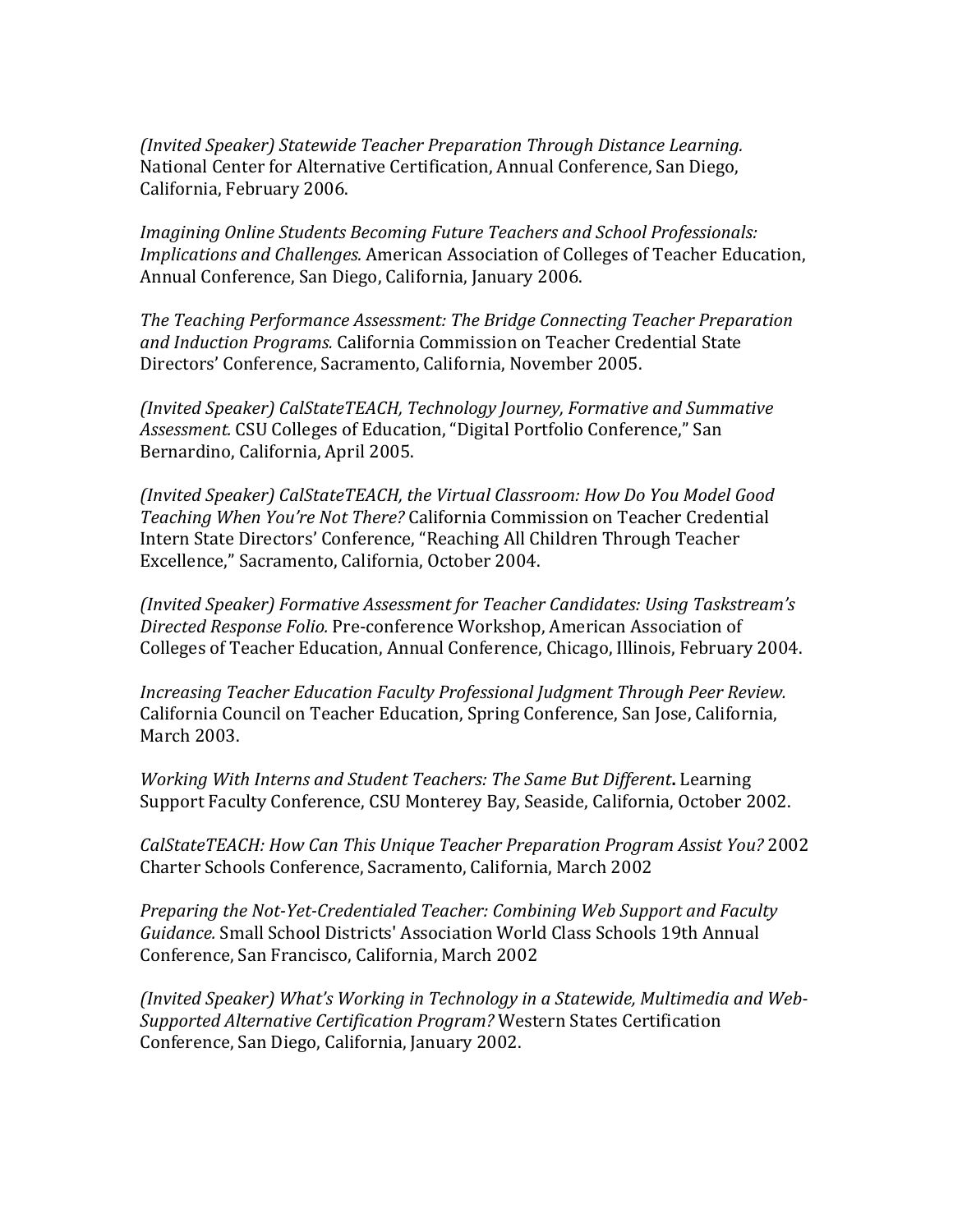*(Invited Speaker) Statewide Teacher Preparation Through Distance Learning.* National Center for Alternative Certification, Annual Conference, San Diego, California, February 2006.

*Imagining Online Students Becoming Future Teachers and School Professionals: Implications and Challenges.* American Association of Colleges of Teacher Education, Annual Conference, San Diego, California, January 2006.

*The Teaching Performance Assessment: The Bridge Connecting Teacher Preparation and Induction Programs.* California Commission on Teacher Credential State Directors' Conference, Sacramento, California, November 2005.

*(Invited Speaker) CalStateTEACH, Technology Journey, Formative and Summative Assessment.* CSU Colleges of Education, "Digital Portfolio Conference," San Bernardino, California, April 2005.

*(Invited Speaker) CalStateTEACH, the Virtual Classroom: How Do You Model Good Teaching When You're Not There?* California Commission on Teacher Credential Intern State Directors' Conference, "Reaching All Children Through Teacher Excellence," Sacramento, California, October 2004.

*(Invited Speaker) Formative Assessment for Teacher Candidates: Using Taskstream's Directed Response Folio.* Pre-conference Workshop, American Association of Colleges of Teacher Education, Annual Conference, Chicago, Illinois, February 2004.

*Increasing Teacher Education Faculty Professional Judgment Through Peer Review.* California Council on Teacher Education, Spring Conference, San Jose, California, March 2003.

*Working With Interns and Student Teachers: The Same But Different***.** Learning Support Faculty Conference, CSU Monterey Bay, Seaside, California, October 2002.

*CalStateTEACH: How Can This Unique Teacher Preparation Program Assist You?* 2002 Charter Schools Conference, Sacramento, California, March 2002

*Preparing the Not-Yet-Credentialed Teacher: Combining Web Support and Faculty Guidance.* Small School Districts' Association World Class Schools 19th Annual Conference, San Francisco, California, March 2002

*(Invited Speaker) What's Working in Technology in a Statewide, Multimedia and Web-Supported Alternative Certification Program?* Western States Certification Conference, San Diego, California, January 2002.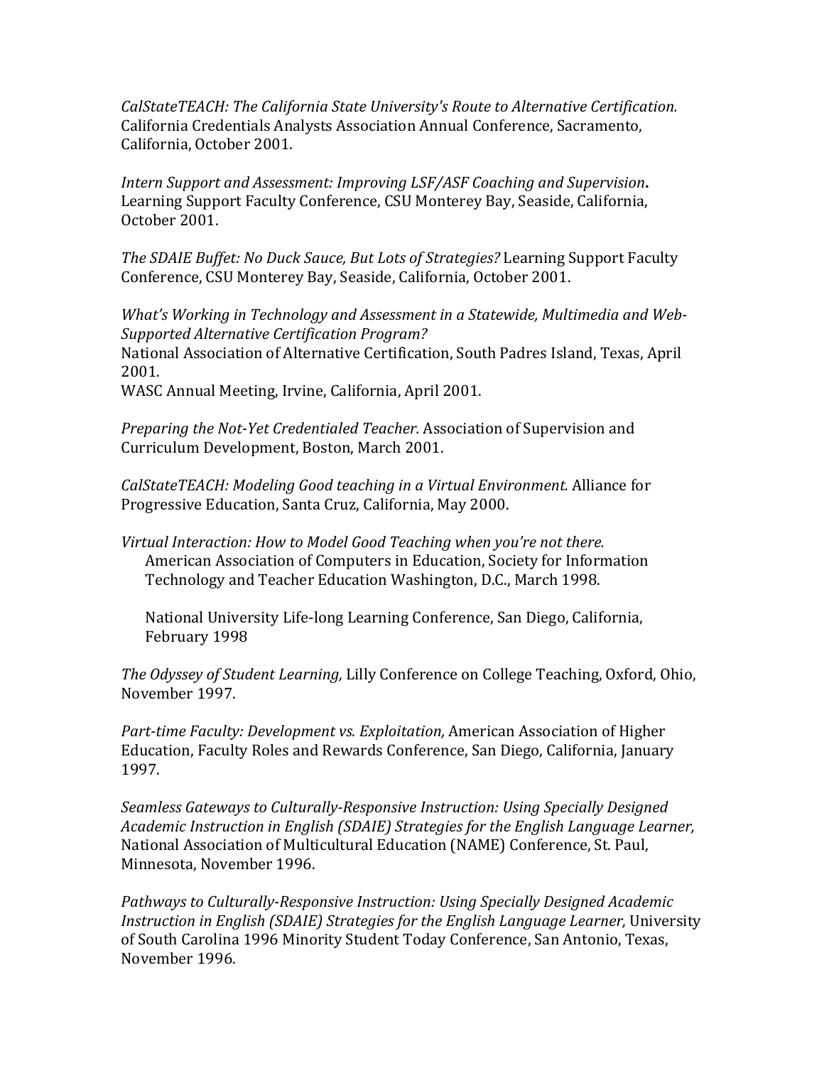*CalStateTEACH: The California State University's Route to Alternative Certification.* California Credentials Analysts Association Annual Conference, Sacramento, California, October 2001.

*Intern Support and Assessment: Improving LSF/ASF Coaching and Supervision***.** Learning Support Faculty Conference, CSU Monterey Bay, Seaside, California, October 2001.

*The SDAIE Buffet: No Duck Sauce, But Lots of Strategies?* Learning Support Faculty Conference, CSU Monterey Bay, Seaside, California, October 2001.

*What's Working in Technology and Assessment in a Statewide, Multimedia and Web-Supported Alternative Certification Program?*
National Association of Alternative Certification, South Padres Island, Texas, April 2001.
WASC Annual Meeting, Irvine, California, April 2001.

*Preparing the Not-Yet Credentialed Teacher.* Association of Supervision and Curriculum Development, Boston, March 2001.

*CalStateTEACH: Modeling Good teaching in a Virtual Environment.* Alliance for Progressive Education, Santa Cruz, California, May 2000.

*Virtual Interaction: How to Model Good Teaching when you're not there.*
American Association of Computers in Education, Society for Information Technology and Teacher Education Washington, D.C., March 1998.

National University Life-long Learning Conference, San Diego, California, February 1998

*The Odyssey of Student Learning,* Lilly Conference on College Teaching, Oxford, Ohio, November 1997.

*Part-time Faculty: Development vs. Exploitation,* American Association of Higher Education, Faculty Roles and Rewards Conference, San Diego, California, January 1997.

*Seamless Gateways to Culturally-Responsive Instruction: Using Specially Designed Academic Instruction in English (SDAIE) Strategies for the English Language Learner,* National Association of Multicultural Education (NAME) Conference, St. Paul, Minnesota, November 1996.

*Pathways to Culturally-Responsive Instruction: Using Specially Designed Academic Instruction in English (SDAIE) Strategies for the English Language Learner,* University of South Carolina 1996 Minority Student Today Conference, San Antonio, Texas, November 1996.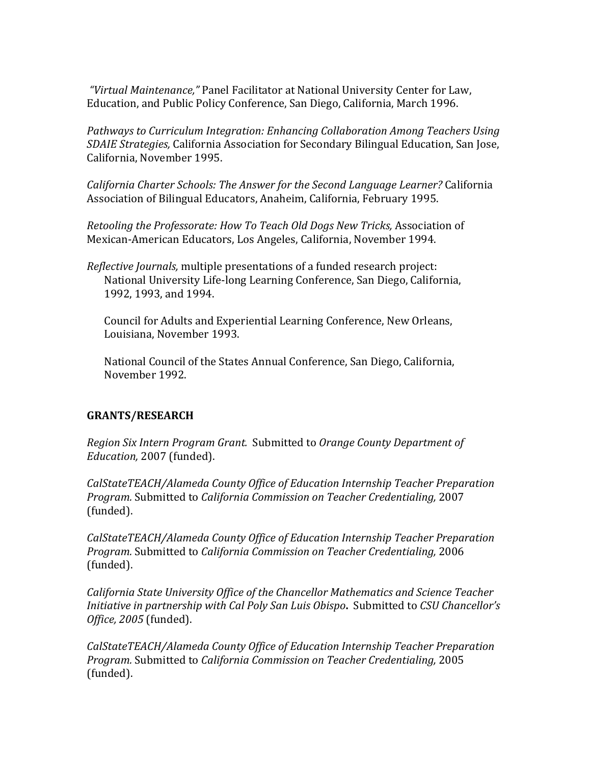*"Virtual Maintenance,"* Panel Facilitator at National University Center for Law, Education, and Public Policy Conference, San Diego, California, March 1996.

*Pathways to Curriculum Integration: Enhancing Collaboration Among Teachers Using SDAIE Strategies,* California Association for Secondary Bilingual Education, San Jose, California, November 1995.

*California Charter Schools: The Answer for the Second Language Learner?* California Association of Bilingual Educators, Anaheim, California, February 1995.

*Retooling the Professorate: How To Teach Old Dogs New Tricks,* Association of Mexican-American Educators, Los Angeles, California, November 1994.

*Reflective Journals,* multiple presentations of a funded research project:

National University Life-long Learning Conference, San Diego, California, 1992, 1993, and 1994.

Council for Adults and Experiential Learning Conference, New Orleans, Louisiana, November 1993.

National Council of the States Annual Conference, San Diego, California, November 1992.

**GRANTS/RESEARCH**

*Region Six Intern Program Grant.* Submitted to *Orange County Department of Education,* 2007 (funded).

*CalStateTEACH/Alameda County Office of Education Internship Teacher Preparation Program.* Submitted to *California Commission on Teacher Credentialing,* 2007 (funded).

*CalStateTEACH/Alameda County Office of Education Internship Teacher Preparation Program.* Submitted to *California Commission on Teacher Credentialing,* 2006 (funded).

*California State University Office of the Chancellor Mathematics and Science Teacher Initiative in partnership with Cal Poly San Luis Obispo***.** Submitted to *CSU Chancellor's Office, 2005* (funded).

*CalStateTEACH/Alameda County Office of Education Internship Teacher Preparation Program.* Submitted to *California Commission on Teacher Credentialing,* 2005 (funded).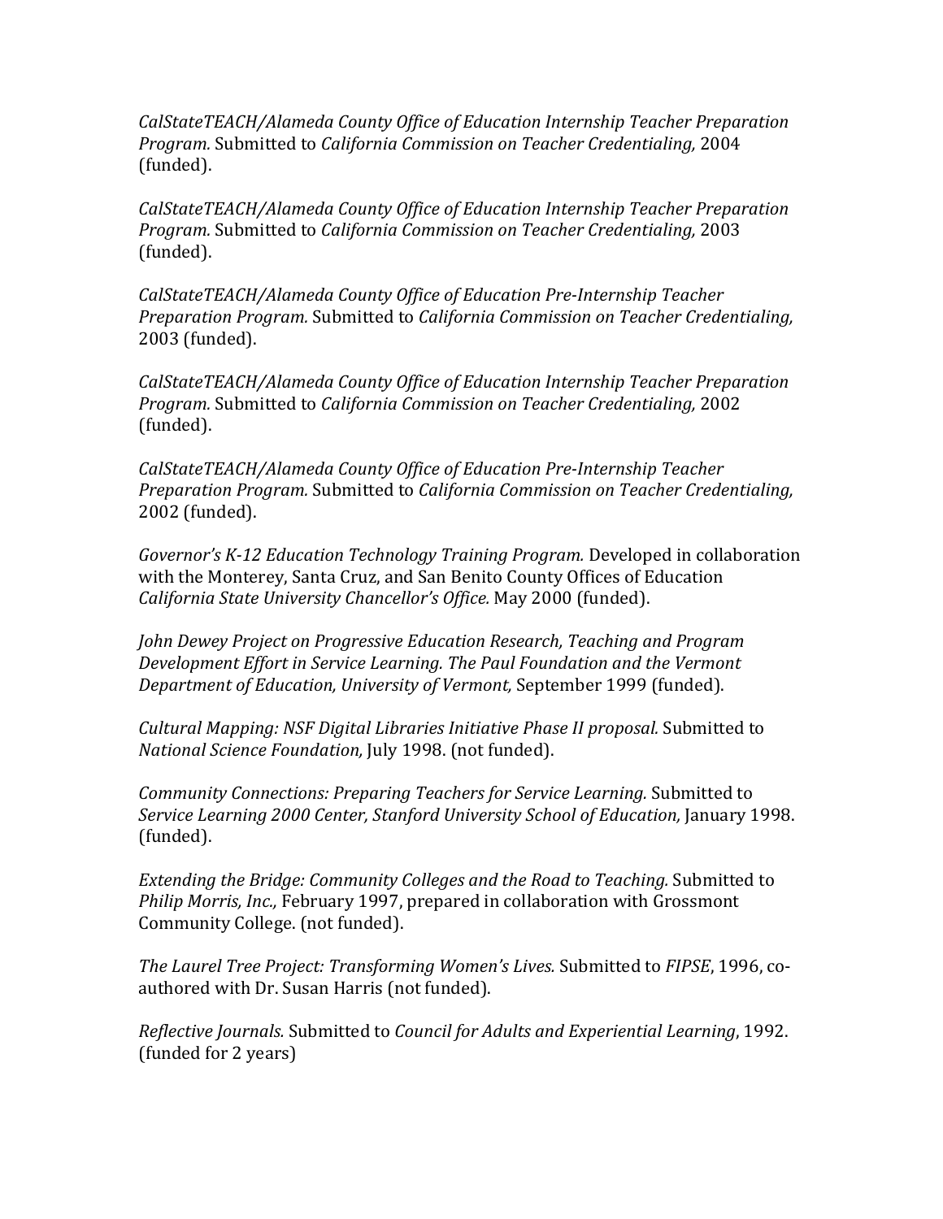*CalStateTEACH/Alameda County Office of Education Internship Teacher Preparation Program.* Submitted to *California Commission on Teacher Credentialing,* 2004 (funded).

*CalStateTEACH/Alameda County Office of Education Internship Teacher Preparation Program.* Submitted to *California Commission on Teacher Credentialing,* 2003 (funded).

*CalStateTEACH/Alameda County Office of Education Pre-Internship Teacher Preparation Program.* Submitted to *California Commission on Teacher Credentialing,* 2003 (funded).

*CalStateTEACH/Alameda County Office of Education Internship Teacher Preparation Program.* Submitted to *California Commission on Teacher Credentialing,* 2002 (funded).

*CalStateTEACH/Alameda County Office of Education Pre-Internship Teacher Preparation Program.* Submitted to *California Commission on Teacher Credentialing,* 2002 (funded).

*Governor's K-12 Education Technology Training Program.* Developed in collaboration with the Monterey, Santa Cruz, and San Benito County Offices of Education *California State University Chancellor's Office.* May 2000 (funded).

*John Dewey Project on Progressive Education Research, Teaching and Program Development Effort in Service Learning. The Paul Foundation and the Vermont Department of Education, University of Vermont,* September 1999 (funded).

*Cultural Mapping: NSF Digital Libraries Initiative Phase II proposal.* Submitted to *National Science Foundation,* July 1998. (not funded).

*Community Connections: Preparing Teachers for Service Learning.* Submitted to *Service Learning 2000 Center, Stanford University School of Education,* January 1998. (funded).

*Extending the Bridge: Community Colleges and the Road to Teaching.* Submitted to *Philip Morris, Inc.,* February 1997, prepared in collaboration with Grossmont Community College. (not funded).

*The Laurel Tree Project: Transforming Women's Lives.* Submitted to *FIPSE*, 1996, co-authored with Dr. Susan Harris (not funded).

*Reflective Journals.* Submitted to *Council for Adults and Experiential Learning*, 1992. (funded for 2 years)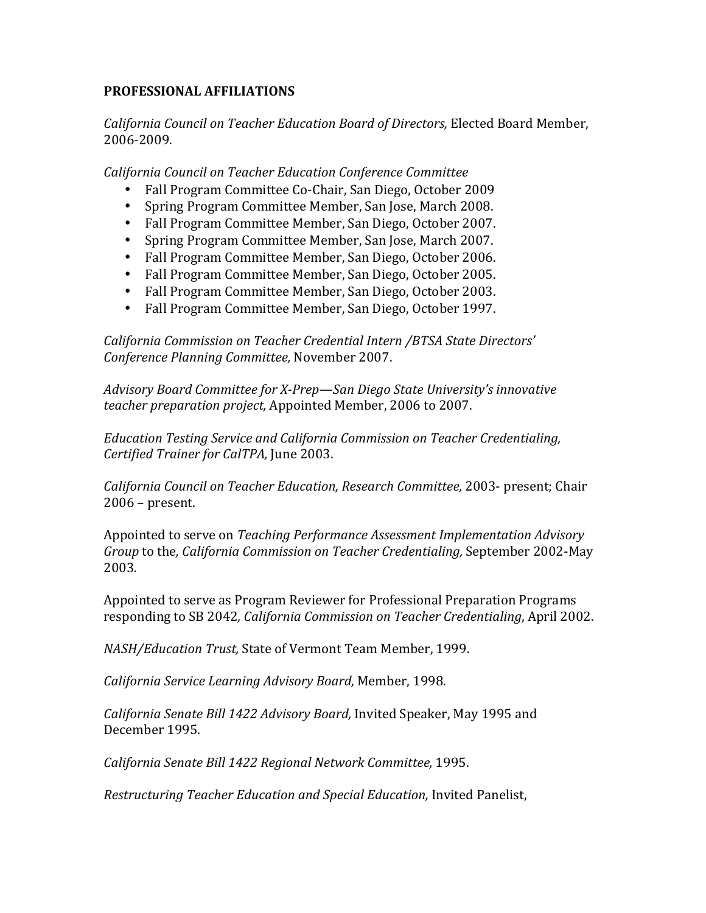**PROFESSIONAL AFFILIATIONS**

*California Council on Teacher Education Board of Directors,* Elected Board Member, 2006-2009.

*California Council on Teacher Education Conference Committee*

- Fall Program Committee Co-Chair, San Diego, October 2009
- Spring Program Committee Member, San Jose, March 2008.
- Fall Program Committee Member, San Diego, October 2007.
- Spring Program Committee Member, San Jose, March 2007.
- Fall Program Committee Member, San Diego, October 2006.
- Fall Program Committee Member, San Diego, October 2005.
- Fall Program Committee Member, San Diego, October 2003.
- Fall Program Committee Member, San Diego, October 1997.

*California Commission on Teacher Credential Intern /BTSA State Directors' Conference Planning Committee,* November 2007.

*Advisory Board Committee for X-Prep—San Diego State University's innovative teacher preparation project,* Appointed Member, 2006 to 2007.

*Education Testing Service and California Commission on Teacher Credentialing, Certified Trainer for CalTPA,* June 2003.

*California Council on Teacher Education, Research Committee,* 2003- present; Chair 2006 – present.

Appointed to serve on *Teaching Performance Assessment Implementation Advisory Group* to the*, California Commission on Teacher Credentialing,* September 2002-May 2003*.*

Appointed to serve as Program Reviewer for Professional Preparation Programs responding to SB 2042*, California Commission on Teacher Credentialing*, April 2002.

*NASH/Education Trust,* State of Vermont Team Member, 1999.

*California Service Learning Advisory Board,* Member, 1998.

*California Senate Bill 1422 Advisory Board,* Invited Speaker, May 1995 and December 1995.

*California Senate Bill 1422 Regional Network Committee,* 1995.

*Restructuring Teacher Education and Special Education,* Invited Panelist,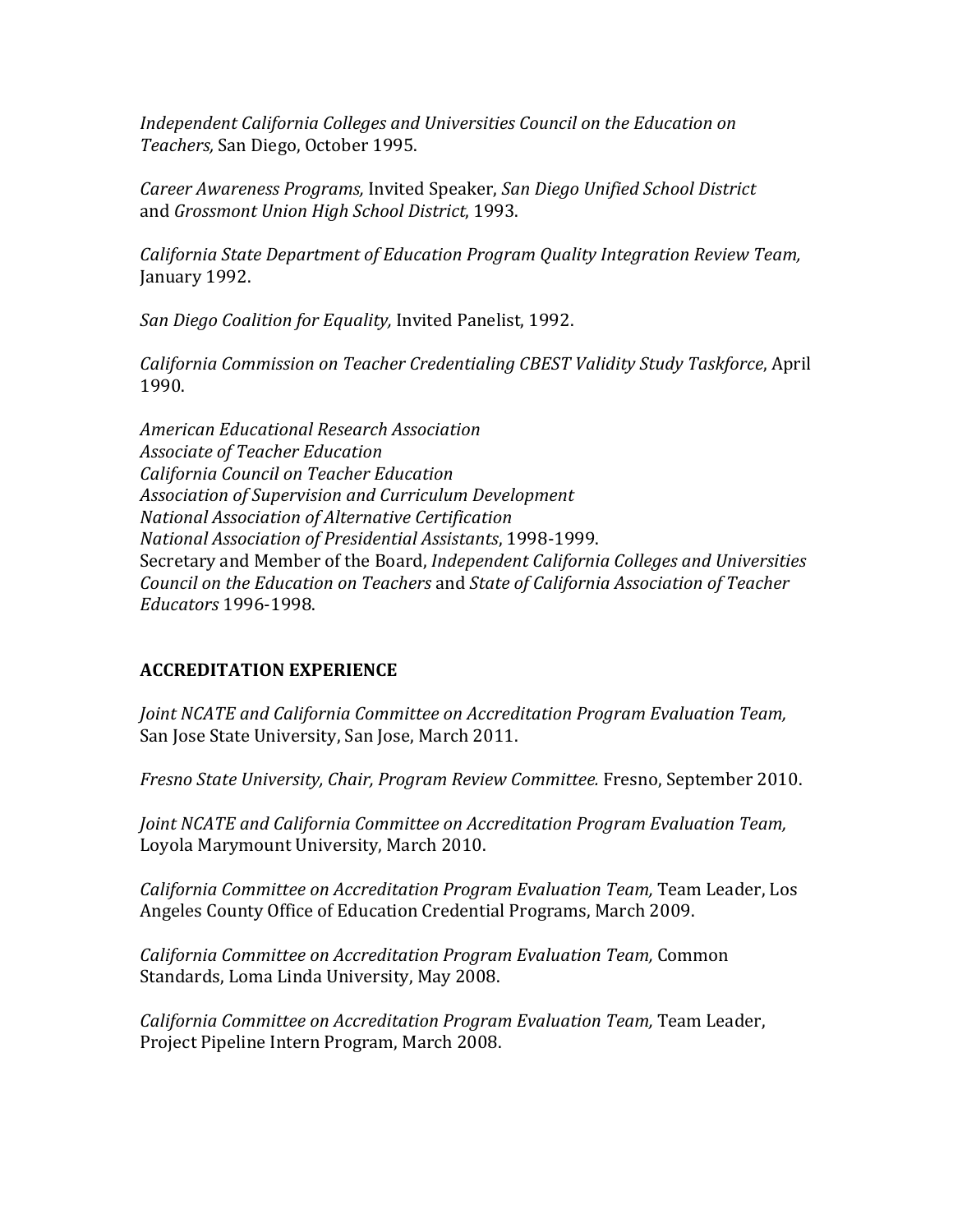*Independent California Colleges and Universities Council on the Education on Teachers,* San Diego, October 1995.

*Career Awareness Programs,* Invited Speaker, *San Diego Unified School District* and *Grossmont Union High School District*, 1993.

*California State Department of Education Program Quality Integration Review Team,* January 1992.

*San Diego Coalition for Equality,* Invited Panelist, 1992.

*California Commission on Teacher Credentialing CBEST Validity Study Taskforce*, April 1990.

*American Educational Research Association*
*Associate of Teacher Education*
*California Council on Teacher Education*
*Association of Supervision and Curriculum Development*
*National Association of Alternative Certification*
*National Association of Presidential Assistants*, 1998-1999.
Secretary and Member of the Board, *Independent California Colleges and Universities Council on the Education on Teachers* and *State of California Association of Teacher Educators* 1996-1998.

## ACCREDITATION EXPERIENCE

*Joint NCATE and California Committee on Accreditation Program Evaluation Team,* San Jose State University, San Jose, March 2011.

*Fresno State University, Chair, Program Review Committee.* Fresno, September 2010.

*Joint NCATE and California Committee on Accreditation Program Evaluation Team,* Loyola Marymount University, March 2010.

*California Committee on Accreditation Program Evaluation Team,* Team Leader, Los Angeles County Office of Education Credential Programs, March 2009.

*California Committee on Accreditation Program Evaluation Team,* Common Standards, Loma Linda University, May 2008.

*California Committee on Accreditation Program Evaluation Team,* Team Leader, Project Pipeline Intern Program, March 2008.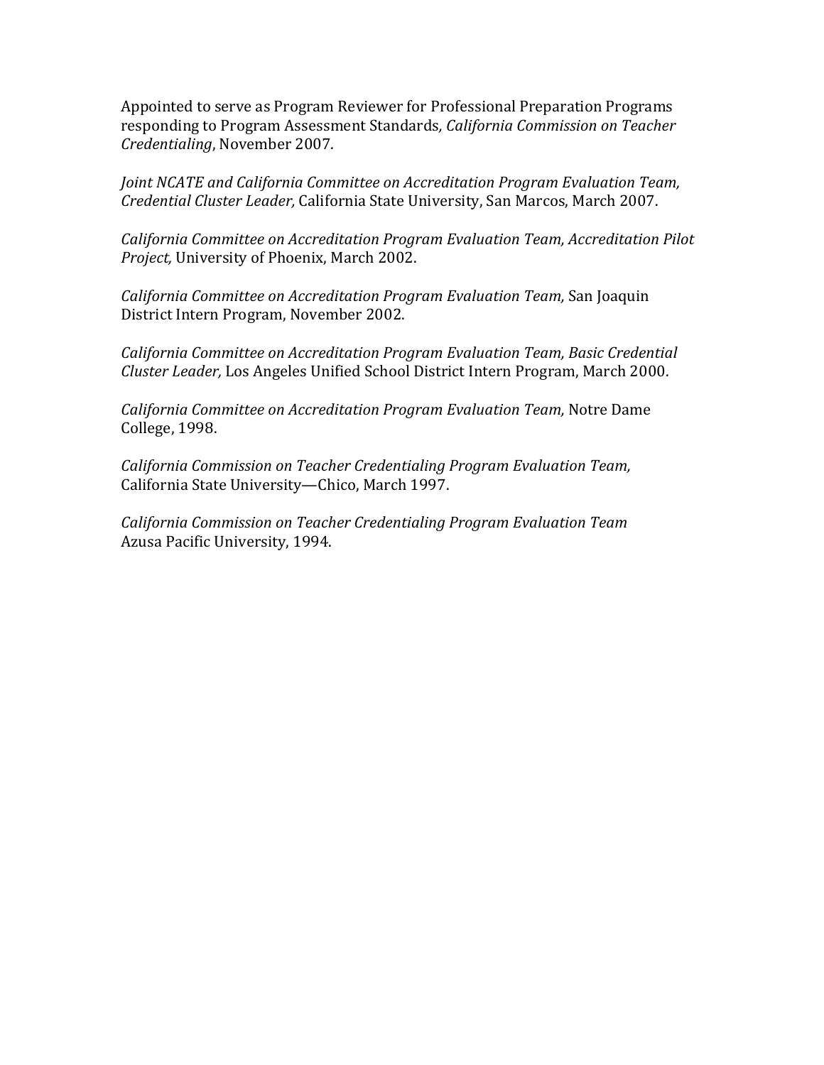Appointed to serve as Program Reviewer for Professional Preparation Programs responding to Program Assessment Standards*, California Commission on Teacher Credentialing*, November 2007.

*Joint NCATE and California Committee on Accreditation Program Evaluation Team, Credential Cluster Leader,* California State University, San Marcos, March 2007.

*California Committee on Accreditation Program Evaluation Team, Accreditation Pilot Project,* University of Phoenix, March 2002.

*California Committee on Accreditation Program Evaluation Team,* San Joaquin District Intern Program, November 2002.

*California Committee on Accreditation Program Evaluation Team, Basic Credential Cluster Leader,* Los Angeles Unified School District Intern Program, March 2000.

*California Committee on Accreditation Program Evaluation Team,* Notre Dame College, 1998.

*California Commission on Teacher Credentialing Program Evaluation Team,* California State University—Chico, March 1997.

*California Commission on Teacher Credentialing Program Evaluation Team*
Azusa Pacific University, 1994.